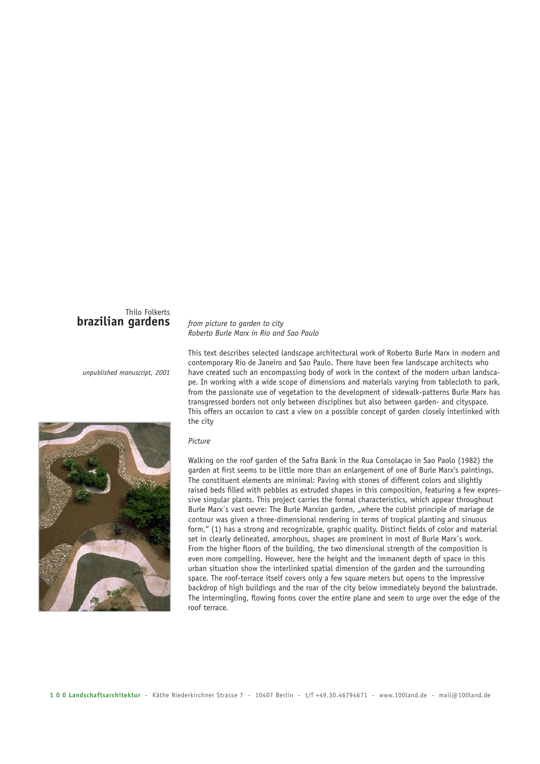Thilo Folkerts
# brazilian gardens

*unpublished manuscript, 2001*

*from picture to garden to city*
*Roberto Burle Marx in Rio and Sao Paulo*

This text describes selected landscape architectural work of Roberto Burle Marx in modern and contemporary Rio de Janeiro and Sao Paulo. There have been few landscape architects who have created such an encompassing body of work in the context of the modern urban landscape. In working with a wide scope of dimensions and materials varying from tablecloth to park, from the passionate use of vegetation to the development of sidewalk-patterns Burle Marx has transgressed borders not only between disciplines but also between garden- and cityspace. This offers an occasion to cast a view on a possible concept of garden closely interlinked with the city

## *Picture*

Walking on the roof garden of the Safra Bank in the Rua Consolaçao in Sao Paolo (1982) the garden at first seems to be little more than an enlargement of one of Burle Marx's paintings. The constituent elements are minimal: Paving with stones of different colors and slightly raised beds filled with pebbles as extruded shapes in this composition, featuring a few expressive singular plants. This project carries the formal characteristics, which appear throughout Burle Marx´s vast oevre: The Burle Marxian garden, „where the cubist principle of mariage de contour was given a three-dimensional rendering in terms of tropical planting and sinuous form," (1) has a strong and recognizable, graphic quality. Distinct fields of color and material set in clearly delineated, amorphous, shapes are prominent in most of Burle Marx´s work. From the higher floors of the building, the two dimensional strength of the composition is even more compelling. However, here the height and the immanent depth of space in this urban situation show the interlinked spatial dimension of the garden and the surrounding space. The roof-terrace itself covers only a few square meters but opens to the impressive backdrop of high buildings and the roar of the city below immediately beyond the balustrade. The intermingling, flowing forms cover the entire plane and seem to urge over the edge of the roof terrace.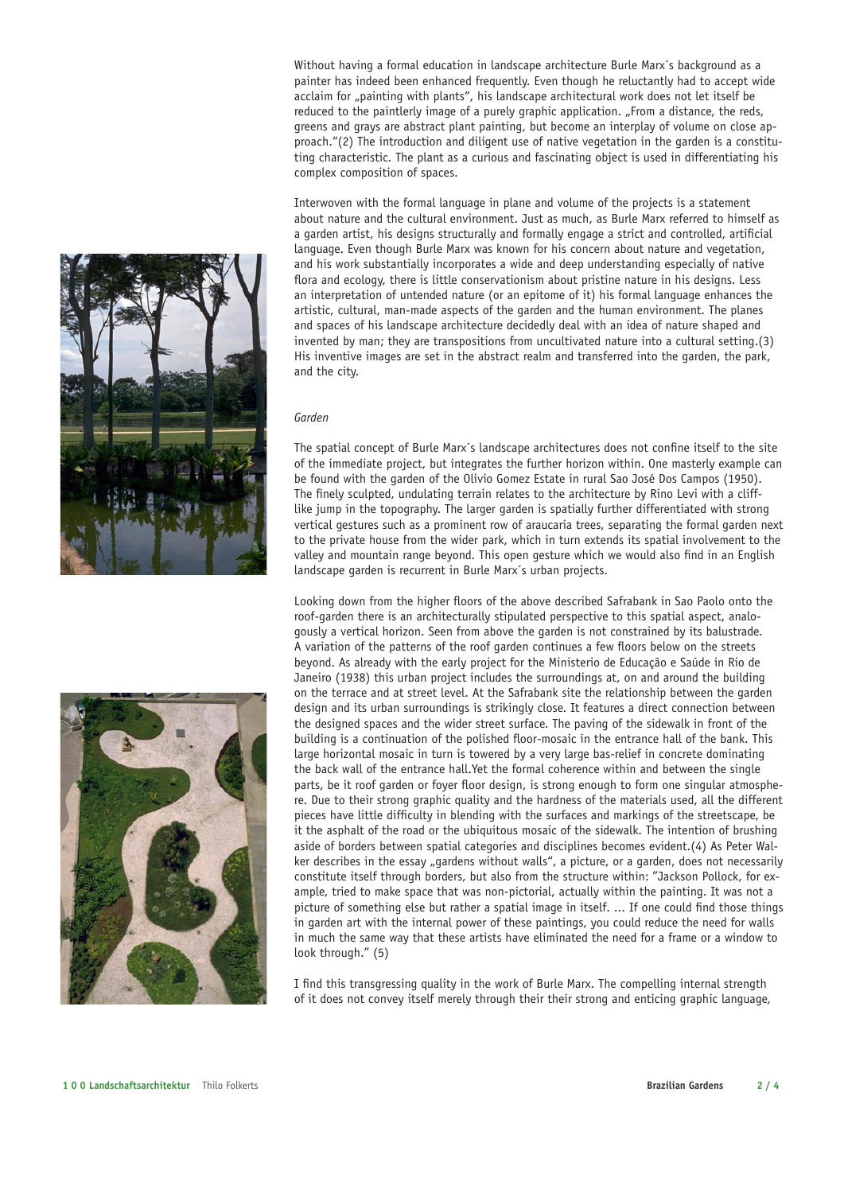Without having a formal education in landscape architecture Burle Marx´s background as a painter has indeed been enhanced frequently. Even though he reluctantly had to accept wide acclaim for „painting with plants", his landscape architectural work does not let itself be reduced to the paintlerly image of a purely graphic application. „From a distance, the reds, greens and grays are abstract plant painting, but become an interplay of volume on close approach."(2) The introduction and diligent use of native vegetation in the garden is a constituting characteristic. The plant as a curious and fascinating object is used in differentiating his complex composition of spaces.

Interwoven with the formal language in plane and volume of the projects is a statement about nature and the cultural environment. Just as much, as Burle Marx referred to himself as a garden artist, his designs structurally and formally engage a strict and controlled, artificial language. Even though Burle Marx was known for his concern about nature and vegetation, and his work substantially incorporates a wide and deep understanding especially of native flora and ecology, there is little conservationism about pristine nature in his designs. Less an interpretation of untended nature (or an epitome of it) his formal language enhances the artistic, cultural, man-made aspects of the garden and the human environment. The planes and spaces of his landscape architecture decidedly deal with an idea of nature shaped and invented by man; they are transpositions from uncultivated nature into a cultural setting.(3) His inventive images are set in the abstract realm and transferred into the garden, the park, and the city.

*Garden*

The spatial concept of Burle Marx´s landscape architectures does not confine itself to the site of the immediate project, but integrates the further horizon within. One masterly example can be found with the garden of the Olivio Gomez Estate in rural Sao José Dos Campos (1950). The finely sculpted, undulating terrain relates to the architecture by Rino Levi with a cliff-like jump in the topography. The larger garden is spatially further differentiated with strong vertical gestures such as a prominent row of araucaria trees, separating the formal garden next to the private house from the wider park, which in turn extends its spatial involvement to the valley and mountain range beyond. This open gesture which we would also find in an English landscape garden is recurrent in Burle Marx´s urban projects.

Looking down from the higher floors of the above described Safrabank in Sao Paolo onto the roof-garden there is an architecturally stipulated perspective to this spatial aspect, analogously a vertical horizon. Seen from above the garden is not constrained by its balustrade. A variation of the patterns of the roof garden continues a few floors below on the streets beyond. As already with the early project for the Ministerio de Educação e Saúde in Rio de Janeiro (1938) this urban project includes the surroundings at, on and around the building on the terrace and at street level. At the Safrabank site the relationship between the garden design and its urban surroundings is strikingly close. It features a direct connection between the designed spaces and the wider street surface. The paving of the sidewalk in front of the building is a continuation of the polished floor-mosaic in the entrance hall of the bank. This large horizontal mosaic in turn is towered by a very large bas-relief in concrete dominating the back wall of the entrance hall.Yet the formal coherence within and between the single parts, be it roof garden or foyer floor design, is strong enough to form one singular atmosphere. Due to their strong graphic quality and the hardness of the materials used, all the different pieces have little difficulty in blending with the surfaces and markings of the streetscape, be it the asphalt of the road or the ubiquitous mosaic of the sidewalk. The intention of brushing aside of borders between spatial categories and disciplines becomes evident.(4) As Peter Walker describes in the essay „gardens without walls", a picture, or a garden, does not necessarily constitute itself through borders, but also from the structure within: "Jackson Pollock, for example, tried to make space that was non-pictorial, actually within the painting. It was not a picture of something else but rather a spatial image in itself. ... If one could find those things in garden art with the internal power of these paintings, you could reduce the need for walls in much the same way that these artists have eliminated the need for a frame or a window to look through." (5)

I find this transgressing quality in the work of Burle Marx. The compelling internal strength of it does not convey itself merely through their their strong and enticing graphic language,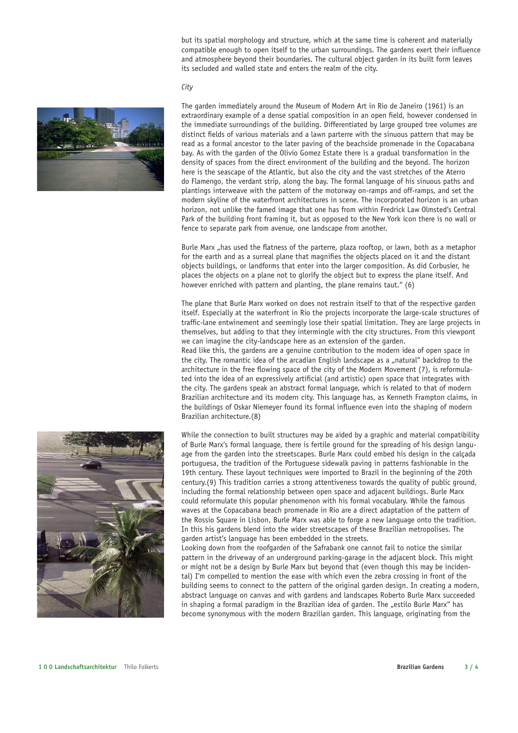but its spatial morphology and structure, which at the same time is coherent and materially compatible enough to open itself to the urban surroundings. The gardens exert their influence and atmosphere beyond their boundaries. The cultural object garden in its built form leaves its secluded and walled state and enters the realm of the city.

*City*

The garden immediately around the Museum of Modern Art in Rio de Janeiro (1961) is an extraordinary example of a dense spatial composition in an open field, however condensed in the immediate surroundings of the building. Differentiated by large grouped tree volumes are distinct fields of various materials and a lawn parterre with the sinuous pattern that may be read as a formal ancestor to the later paving of the beachside promenade in the Copacabana bay. As with the garden of the Olivio Gomez Estate there is a gradual transformation in the density of spaces from the direct environment of the building and the beyond. The horizon here is the seascape of the Atlantic, but also the city and the vast stretches of the Aterro do Flamengo, the verdant strip, along the bay. The formal language of his sinuous paths and plantings interweave with the pattern of the motorway on-ramps and off-ramps, and set the modern skyline of the waterfront architectures in scene. The incorporated horizon is an urban horizon, not unlike the famed image that one has from within Fredrick Law Olmsted's Central Park of the building front framing it, but as opposed to the New York icon there is no wall or fence to separate park from avenue, one landscape from another.

Burle Marx „has used the flatness of the parterre, plaza rooftop, or lawn, both as a metaphor for the earth and as a surreal plane that magnifies the objects placed on it and the distant objects buildings, or landforms that enter into the larger composition. As did Corbusier, he places the objects on a plane not to glorify the object but to express the plane itself. And however enriched with pattern and planting, the plane remains taut." (6)

The plane that Burle Marx worked on does not restrain itself to that of the respective garden itself. Especially at the waterfront in Rio the projects incorporate the large-scale structures of traffic-lane entwinement and seemingly lose their spatial limitation. They are large projects in themselves, but adding to that they intermingle with the city structures. From this viewpont we can imagine the city-landscape here as an extension of the garden.
Read like this, the gardens are a genuine contribution to the modern idea of open space in the city. The romantic idea of the arcadian English landscape as a „natural" backdrop to the architecture in the free flowing space of the city of the Modern Movement (7), is reformulated into the idea of an expressively artificial (and artistic) open space that integrates with the city. The gardens speak an abstract formal language, which is related to that of modern Brazilian architecture and its modern city. This language has, as Kenneth Frampton claims, in the buildings of Oskar Niemeyer found its formal influence even into the shaping of modern Brazilian architecture.(8)

While the connection to built structures may be aided by a graphic and material compatibility of Burle Marx's formal language, there is fertile ground for the spreading of his design language from the garden into the streetscapes. Burle Marx could embed his design in the calçada portuguesa, the tradition of the Portuguese sidewalk paving in patterns fashionable in the 19th century. These layout techniques were imported to Brazil in the beginning of the 20th century.(9) This tradition carries a strong attentiveness towards the quality of public ground, including the formal relationship between open space and adjacent buildings. Burle Marx could reformulate this popular phenomenon with his formal vocabulary. While the famous waves at the Copacabana beach promenade in Rio are a direct adaptation of the pattern of the Rossio Square in Lisbon, Burle Marx was able to forge a new language onto the tradition. In this his gardens blend into the wider streetscapes of these Brazilian metropolises. The garden artist's language has been embedded in the streets.
Looking down from the roofgarden of the Safrabank one cannot fail to notice the similar pattern in the driveway of an underground parking-garage in the adjacent block. This might or might not be a design by Burle Marx but beyond that (even though this may be incidental) I'm compelled to mention the ease with which even the zebra crossing in front of the building seems to connect to the pattern of the original garden design. In creating a modern, abstract language on canvas and with gardens and landscapes Roberto Burle Marx succeeded in shaping a formal paradigm in the Brazilian idea of garden. The „estilo Burle Marx" has become synonymous with the modern Brazilian garden. This language, originating from the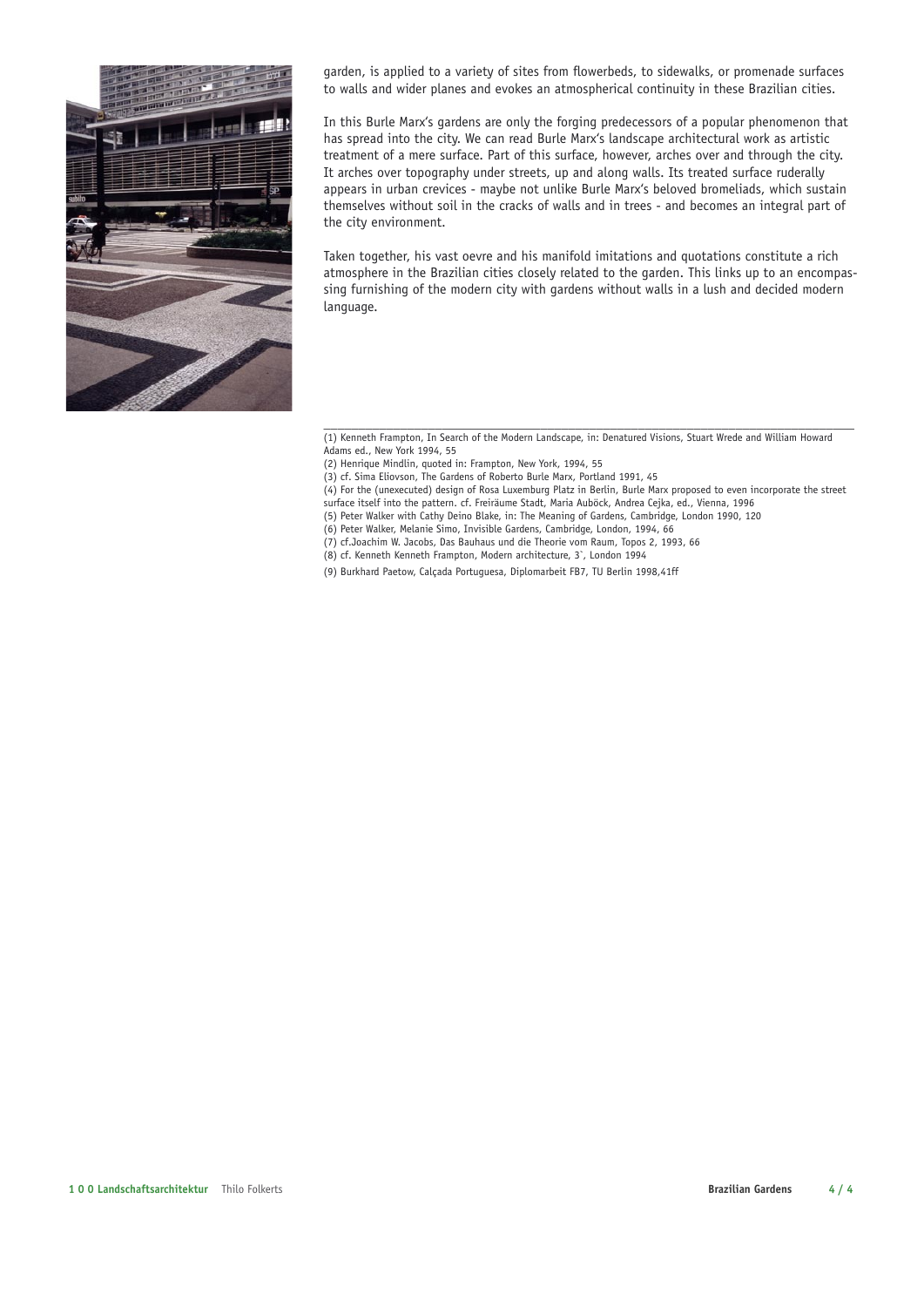garden, is applied to a variety of sites from flowerbeds, to sidewalks, or promenade surfaces to walls and wider planes and evokes an atmospherical continuity in these Brazilian cities.

In this Burle Marx's gardens are only the forging predecessors of a popular phenomenon that has spread into the city. We can read Burle Marx's landscape architectural work as artistic treatment of a mere surface. Part of this surface, however, arches over and through the city. It arches over topography under streets, up and along walls. Its treated surface ruderally appears in urban crevices - maybe not unlike Burle Marx's beloved bromeliads, which sustain themselves without soil in the cracks of walls and in trees - and becomes an integral part of the city environment.

Taken together, his vast oevre and his manifold imitations and quotations constitute a rich atmosphere in the Brazilian cities closely related to the garden. This links up to an encompassing furnishing of the modern city with gardens without walls in a lush and decided modern language.

---

(1) Kenneth Frampton, In Search of the Modern Landscape, in: Denatured Visions, Stuart Wrede and William Howard Adams ed., New York 1994, 55

(2) Henrique Mindlin, quoted in: Frampton, New York, 1994, 55

(3) cf. Sima Eliovson, The Gardens of Roberto Burle Marx, Portland 1991, 45

(4) For the (unexecuted) design of Rosa Luxemburg Platz in Berlin, Burle Marx proposed to even incorporate the street surface itself into the pattern. cf. Freiräume Stadt, Maria Auböck, Andrea Cejka, ed., Vienna, 1996

(5) Peter Walker with Cathy Deino Blake, in: The Meaning of Gardens, Cambridge, London 1990, 120

(6) Peter Walker, Melanie Simo, Invisible Gardens, Cambridge, London, 1994, 66

(7) cf.Joachim W. Jacobs, Das Bauhaus und die Theorie vom Raum, Topos 2, 1993, 66

(8) cf. Kenneth Kenneth Frampton, Modern architecture, 3`, London 1994

(9) Burkhard Paetow, Calçada Portuguesa, Diplomarbeit FB7, TU Berlin 1998,41ff